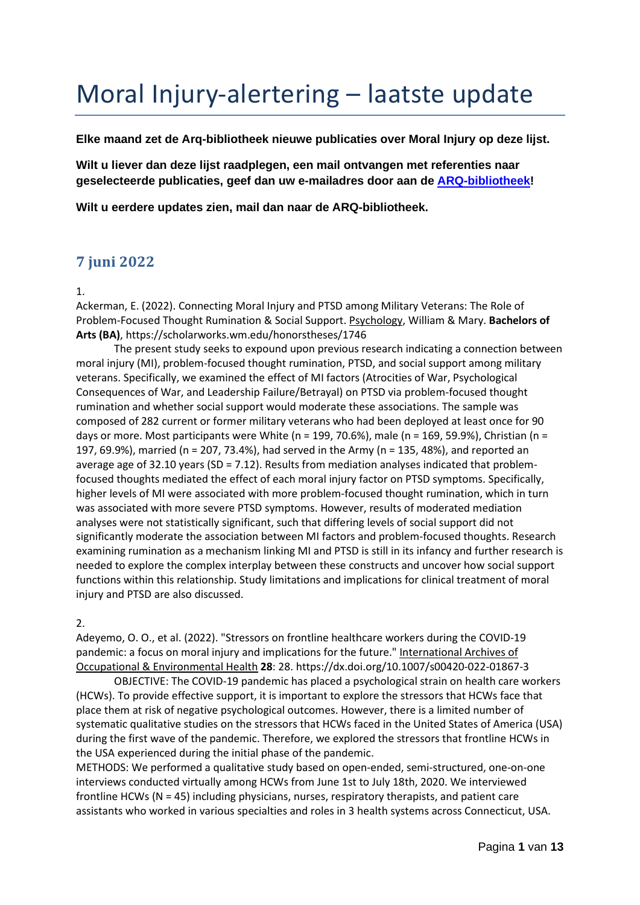# Moral Injury-alertering – laatste update

**Elke maand zet de Arq-bibliotheek nieuwe publicaties over Moral Injury op deze lijst.**

**Wilt u liever dan deze lijst raadplegen, een mail ontvangen met referenties naar geselecteerde publicaties, geef dan uw e-mailadres door aan de [ARQ-bibliotheek](ARQ-bibliotheek)!**

**Wilt u eerdere updates zien, mail dan naar de ARQ-bibliotheek.**

## 7 juni 2022

1.

Ackerman, E. (2022). Connecting Moral Injury and PTSD among Military Veterans: The Role of Problem-Focused Thought Rumination & Social Support. Psychology, William & Mary. **Bachelors of Arts (BA)**, https://scholarworks.wm.edu/honorstheses/1746

The present study seeks to expound upon previous research indicating a connection between moral injury (MI), problem-focused thought rumination, PTSD, and social support among military veterans. Specifically, we examined the effect of MI factors (Atrocities of War, Psychological Consequences of War, and Leadership Failure/Betrayal) on PTSD via problem-focused thought rumination and whether social support would moderate these associations. The sample was composed of 282 current or former military veterans who had been deployed at least once for 90 days or more. Most participants were White (n = 199, 70.6%), male (n = 169, 59.9%), Christian (n = 197, 69.9%), married (n = 207, 73.4%), had served in the Army (n = 135, 48%), and reported an average age of 32.10 years (SD = 7.12). Results from mediation analyses indicated that problem-focused thoughts mediated the effect of each moral injury factor on PTSD symptoms. Specifically, higher levels of MI were associated with more problem-focused thought rumination, which in turn was associated with more severe PTSD symptoms. However, results of moderated mediation analyses were not statistically significant, such that differing levels of social support did not significantly moderate the association between MI factors and problem-focused thoughts. Research examining rumination as a mechanism linking MI and PTSD is still in its infancy and further research is needed to explore the complex interplay between these constructs and uncover how social support functions within this relationship. Study limitations and implications for clinical treatment of moral injury and PTSD are also discussed.

2.

Adeyemo, O. O., et al. (2022). "Stressors on frontline healthcare workers during the COVID-19 pandemic: a focus on moral injury and implications for the future." International Archives of Occupational & Environmental Health **28**: 28. https://dx.doi.org/10.1007/s00420-022-01867-3

OBJECTIVE: The COVID-19 pandemic has placed a psychological strain on health care workers (HCWs). To provide effective support, it is important to explore the stressors that HCWs face that place them at risk of negative psychological outcomes. However, there is a limited number of systematic qualitative studies on the stressors that HCWs faced in the United States of America (USA) during the first wave of the pandemic. Therefore, we explored the stressors that frontline HCWs in the USA experienced during the initial phase of the pandemic.
METHODS: We performed a qualitative study based on open-ended, semi-structured, one-on-one interviews conducted virtually among HCWs from June 1st to July 18th, 2020. We interviewed frontline HCWs (N = 45) including physicians, nurses, respiratory therapists, and patient care assistants who worked in various specialties and roles in 3 health systems across Connecticut, USA.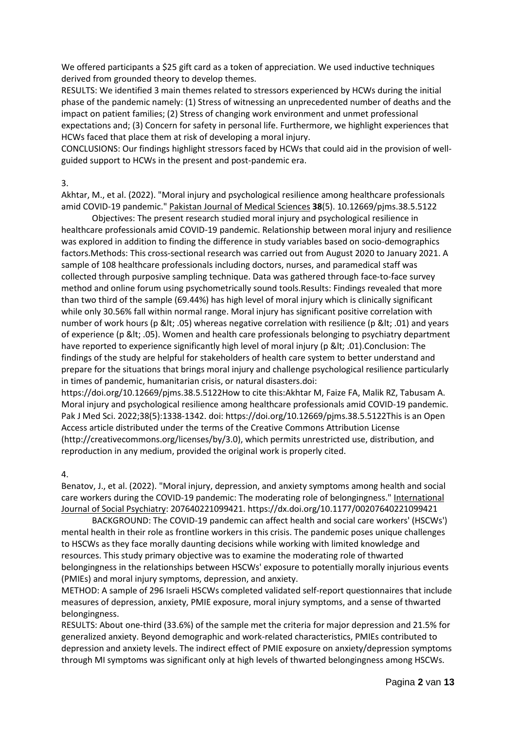We offered participants a $25 gift card as a token of appreciation. We used inductive techniques derived from grounded theory to develop themes.
RESULTS: We identified 3 main themes related to stressors experienced by HCWs during the initial phase of the pandemic namely: (1) Stress of witnessing an unprecedented number of deaths and the impact on patient families; (2) Stress of changing work environment and unmet professional expectations and; (3) Concern for safety in personal life. Furthermore, we highlight experiences that HCWs faced that place them at risk of developing a moral injury.
CONCLUSIONS: Our findings highlight stressors faced by HCWs that could aid in the provision of well-guided support to HCWs in the present and post-pandemic era.

3.
Akhtar, M., et al. (2022). "Moral injury and psychological resilience among healthcare professionals amid COVID-19 pandemic." Pakistan Journal of Medical Sciences **38**(5). 10.12669/pjms.38.5.5122

Objectives: The present research studied moral injury and psychological resilience in healthcare professionals amid COVID-19 pandemic. Relationship between moral injury and resilience was explored in addition to finding the difference in study variables based on socio-demographics factors.Methods: This cross-sectional research was carried out from August 2020 to January 2021. A sample of 108 healthcare professionals including doctors, nurses, and paramedical staff was collected through purposive sampling technique. Data was gathered through face-to-face survey method and online forum using psychometrically sound tools.Results: Findings revealed that more than two third of the sample (69.44%) has high level of moral injury which is clinically significant while only 30.56% fall within normal range. Moral injury has significant positive correlation with number of work hours (p &lt; .05) whereas negative correlation with resilience (p &lt; .01) and years of experience (p &lt; .05). Women and health care professionals belonging to psychiatry department have reported to experience significantly high level of moral injury (p &lt; .01).Conclusion: The findings of the study are helpful for stakeholders of health care system to better understand and prepare for the situations that brings moral injury and challenge psychological resilience particularly in times of pandemic, humanitarian crisis, or natural disasters.doi: https://doi.org/10.12669/pjms.38.5.5122How to cite this:Akhtar M, Faize FA, Malik RZ, Tabusam A. Moral injury and psychological resilience among healthcare professionals amid COVID-19 pandemic. Pak J Med Sci. 2022;38(5):1338-1342. doi: https://doi.org/10.12669/pjms.38.5.5122This is an Open Access article distributed under the terms of the Creative Commons Attribution License (http://creativecommons.org/licenses/by/3.0), which permits unrestricted use, distribution, and reproduction in any medium, provided the original work is properly cited.

4.
Benatov, J., et al. (2022). "Moral injury, depression, and anxiety symptoms among health and social care workers during the COVID-19 pandemic: The moderating role of belongingness." International Journal of Social Psychiatry: 207640221099421. https://dx.doi.org/10.1177/00207640221099421

BACKGROUND: The COVID-19 pandemic can affect health and social care workers' (HSCWs') mental health in their role as frontline workers in this crisis. The pandemic poses unique challenges to HSCWs as they face morally daunting decisions while working with limited knowledge and resources. This study primary objective was to examine the moderating role of thwarted belongingness in the relationships between HSCWs' exposure to potentially morally injurious events (PMIEs) and moral injury symptoms, depression, and anxiety.
METHOD: A sample of 296 Israeli HSCWs completed validated self-report questionnaires that include measures of depression, anxiety, PMIE exposure, moral injury symptoms, and a sense of thwarted belongingness.
RESULTS: About one-third (33.6%) of the sample met the criteria for major depression and 21.5% for generalized anxiety. Beyond demographic and work-related characteristics, PMIEs contributed to depression and anxiety levels. The indirect effect of PMIE exposure on anxiety/depression symptoms through MI symptoms was significant only at high levels of thwarted belongingness among HSCWs.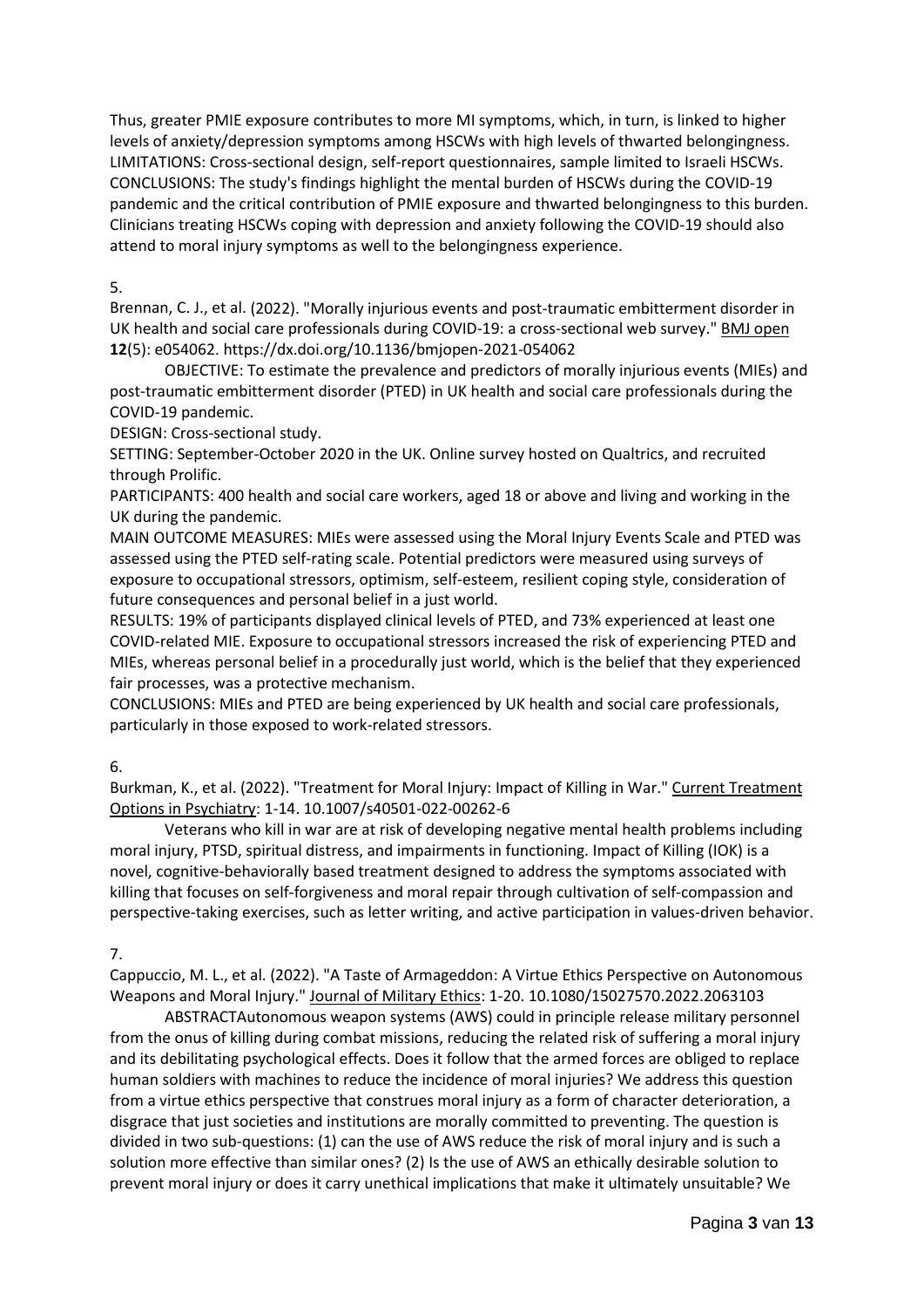Thus, greater PMIE exposure contributes to more MI symptoms, which, in turn, is linked to higher levels of anxiety/depression symptoms among HSCWs with high levels of thwarted belongingness. LIMITATIONS: Cross-sectional design, self-report questionnaires, sample limited to Israeli HSCWs. CONCLUSIONS: The study's findings highlight the mental burden of HSCWs during the COVID-19 pandemic and the critical contribution of PMIE exposure and thwarted belongingness to this burden. Clinicians treating HSCWs coping with depression and anxiety following the COVID-19 should also attend to moral injury symptoms as well to the belongingness experience.

5.

Brennan, C. J., et al. (2022). "Morally injurious events and post-traumatic embitterment disorder in UK health and social care professionals during COVID-19: a cross-sectional web survey." BMJ open **12**(5): e054062. https://dx.doi.org/10.1136/bmjopen-2021-054062

OBJECTIVE: To estimate the prevalence and predictors of morally injurious events (MIEs) and post-traumatic embitterment disorder (PTED) in UK health and social care professionals during the COVID-19 pandemic.

DESIGN: Cross-sectional study.

SETTING: September-October 2020 in the UK. Online survey hosted on Qualtrics, and recruited through Prolific.

PARTICIPANTS: 400 health and social care workers, aged 18 or above and living and working in the UK during the pandemic.

MAIN OUTCOME MEASURES: MIEs were assessed using the Moral Injury Events Scale and PTED was assessed using the PTED self-rating scale. Potential predictors were measured using surveys of exposure to occupational stressors, optimism, self-esteem, resilient coping style, consideration of future consequences and personal belief in a just world.

RESULTS: 19% of participants displayed clinical levels of PTED, and 73% experienced at least one COVID-related MIE. Exposure to occupational stressors increased the risk of experiencing PTED and MIEs, whereas personal belief in a procedurally just world, which is the belief that they experienced fair processes, was a protective mechanism.

CONCLUSIONS: MIEs and PTED are being experienced by UK health and social care professionals, particularly in those exposed to work-related stressors.

6.

Burkman, K., et al. (2022). "Treatment for Moral Injury: Impact of Killing in War." Current Treatment Options in Psychiatry: 1-14. 10.1007/s40501-022-00262-6

Veterans who kill in war are at risk of developing negative mental health problems including moral injury, PTSD, spiritual distress, and impairments in functioning. Impact of Killing (IOK) is a novel, cognitive-behaviorally based treatment designed to address the symptoms associated with killing that focuses on self-forgiveness and moral repair through cultivation of self-compassion and perspective-taking exercises, such as letter writing, and active participation in values-driven behavior.

7.

Cappuccio, M. L., et al. (2022). "A Taste of Armageddon: A Virtue Ethics Perspective on Autonomous Weapons and Moral Injury." Journal of Military Ethics: 1-20. 10.1080/15027570.2022.2063103

ABSTRACTAutonomous weapon systems (AWS) could in principle release military personnel from the onus of killing during combat missions, reducing the related risk of suffering a moral injury and its debilitating psychological effects. Does it follow that the armed forces are obliged to replace human soldiers with machines to reduce the incidence of moral injuries? We address this question from a virtue ethics perspective that construes moral injury as a form of character deterioration, a disgrace that just societies and institutions are morally committed to preventing. The question is divided in two sub-questions: (1) can the use of AWS reduce the risk of moral injury and is such a solution more effective than similar ones? (2) Is the use of AWS an ethically desirable solution to prevent moral injury or does it carry unethical implications that make it ultimately unsuitable? We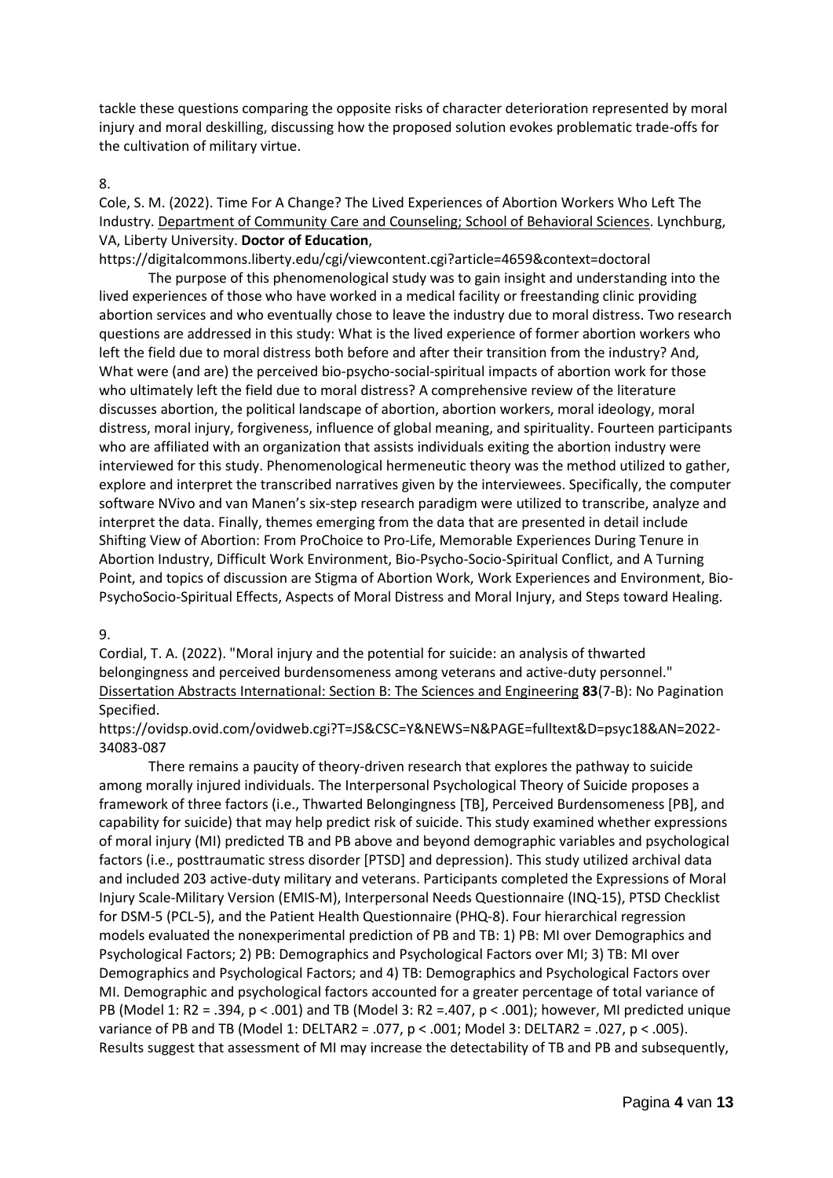tackle these questions comparing the opposite risks of character deterioration represented by moral injury and moral deskilling, discussing how the proposed solution evokes problematic trade-offs for the cultivation of military virtue.

8.

Cole, S. M. (2022). Time For A Change? The Lived Experiences of Abortion Workers Who Left The Industry. Department of Community Care and Counseling; School of Behavioral Sciences. Lynchburg, VA, Liberty University. **Doctor of Education**, https://digitalcommons.liberty.edu/cgi/viewcontent.cgi?article=4659&context=doctoral

The purpose of this phenomenological study was to gain insight and understanding into the lived experiences of those who have worked in a medical facility or freestanding clinic providing abortion services and who eventually chose to leave the industry due to moral distress. Two research questions are addressed in this study: What is the lived experience of former abortion workers who left the field due to moral distress both before and after their transition from the industry? And, What were (and are) the perceived bio-psycho-social-spiritual impacts of abortion work for those who ultimately left the field due to moral distress? A comprehensive review of the literature discusses abortion, the political landscape of abortion, abortion workers, moral ideology, moral distress, moral injury, forgiveness, influence of global meaning, and spirituality. Fourteen participants who are affiliated with an organization that assists individuals exiting the abortion industry were interviewed for this study. Phenomenological hermeneutic theory was the method utilized to gather, explore and interpret the transcribed narratives given by the interviewees. Specifically, the computer software NVivo and van Manen's six-step research paradigm were utilized to transcribe, analyze and interpret the data. Finally, themes emerging from the data that are presented in detail include Shifting View of Abortion: From ProChoice to Pro-Life, Memorable Experiences During Tenure in Abortion Industry, Difficult Work Environment, Bio-Psycho-Socio-Spiritual Conflict, and A Turning Point, and topics of discussion are Stigma of Abortion Work, Work Experiences and Environment, Bio-PsychoSocio-Spiritual Effects, Aspects of Moral Distress and Moral Injury, and Steps toward Healing.

9.

Cordial, T. A. (2022). "Moral injury and the potential for suicide: an analysis of thwarted belongingness and perceived burdensomeness among veterans and active-duty personnel." Dissertation Abstracts International: Section B: The Sciences and Engineering **83**(7-B): No Pagination Specified.

https://ovidsp.ovid.com/ovidweb.cgi?T=JS&CSC=Y&NEWS=N&PAGE=fulltext&D=psyc18&AN=2022-34083-087

There remains a paucity of theory-driven research that explores the pathway to suicide among morally injured individuals. The Interpersonal Psychological Theory of Suicide proposes a framework of three factors (i.e., Thwarted Belongingness [TB], Perceived Burdensomeness [PB], and capability for suicide) that may help predict risk of suicide. This study examined whether expressions of moral injury (MI) predicted TB and PB above and beyond demographic variables and psychological factors (i.e., posttraumatic stress disorder [PTSD] and depression). This study utilized archival data and included 203 active-duty military and veterans. Participants completed the Expressions of Moral Injury Scale-Military Version (EMIS-M), Interpersonal Needs Questionnaire (INQ-15), PTSD Checklist for DSM-5 (PCL-5), and the Patient Health Questionnaire (PHQ-8). Four hierarchical regression models evaluated the nonexperimental prediction of PB and TB: 1) PB: MI over Demographics and Psychological Factors; 2) PB: Demographics and Psychological Factors over MI; 3) TB: MI over Demographics and Psychological Factors; and 4) TB: Demographics and Psychological Factors over MI. Demographic and psychological factors accounted for a greater percentage of total variance of PB (Model 1: $R2 = .394$, $p < .001$) and TB (Model 3: $R2 =.407$, $p < .001$); however, MI predicted unique variance of PB and TB (Model 1: $DELTAR2 = .077$, $p < .001$; Model 3: $DELTAR2 = .027$, $p < .005$). Results suggest that assessment of MI may increase the detectability of TB and PB and subsequently,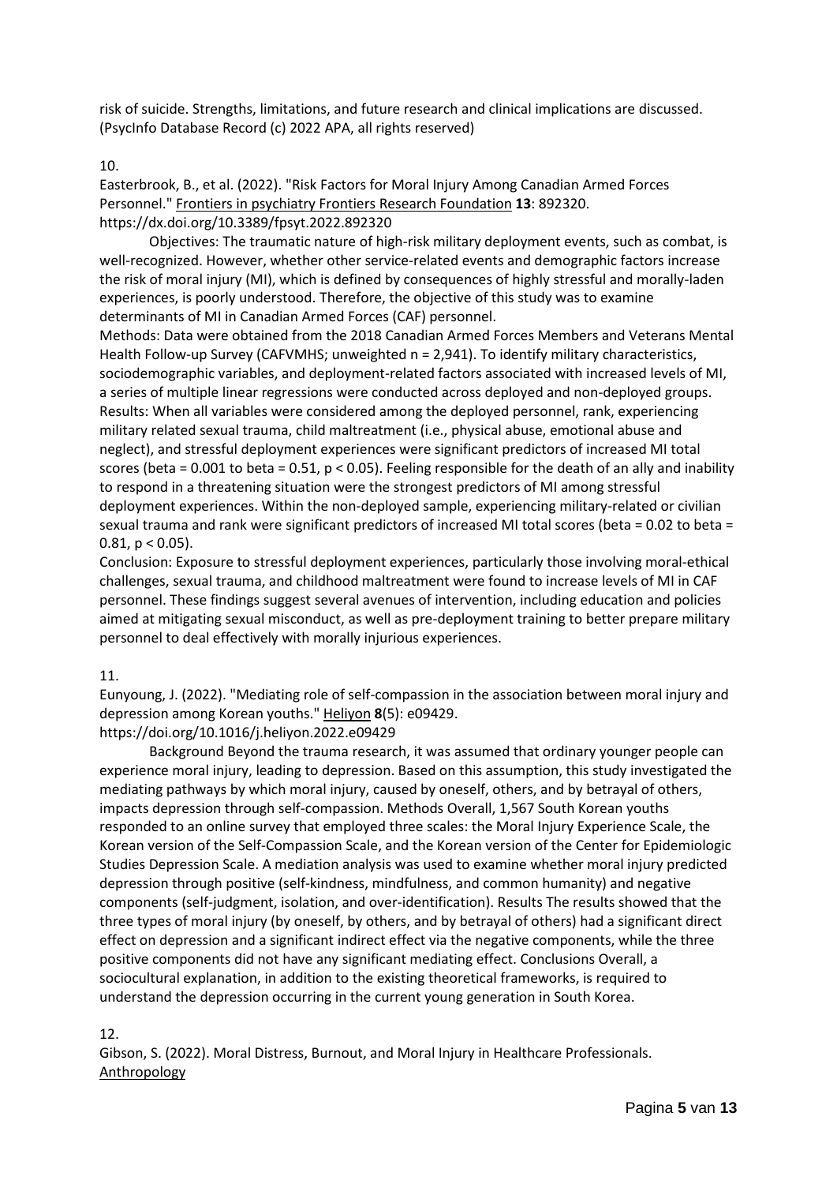risk of suicide. Strengths, limitations, and future research and clinical implications are discussed. (PsycInfo Database Record (c) 2022 APA, all rights reserved)

10.

Easterbrook, B., et al. (2022). "Risk Factors for Moral Injury Among Canadian Armed Forces Personnel." Frontiers in psychiatry Frontiers Research Foundation **13**: 892320.
https://dx.doi.org/10.3389/fpsyt.2022.892320

Objectives: The traumatic nature of high-risk military deployment events, such as combat, is well-recognized. However, whether other service-related events and demographic factors increase the risk of moral injury (MI), which is defined by consequences of highly stressful and morally-laden experiences, is poorly understood. Therefore, the objective of this study was to examine determinants of MI in Canadian Armed Forces (CAF) personnel.
Methods: Data were obtained from the 2018 Canadian Armed Forces Members and Veterans Mental Health Follow-up Survey (CAFVMHS; unweighted n = 2,941). To identify military characteristics, sociodemographic variables, and deployment-related factors associated with increased levels of MI, a series of multiple linear regressions were conducted across deployed and non-deployed groups.
Results: When all variables were considered among the deployed personnel, rank, experiencing military related sexual trauma, child maltreatment (i.e., physical abuse, emotional abuse and neglect), and stressful deployment experiences were significant predictors of increased MI total scores (beta = 0.001 to beta = 0.51, $p < 0.05$). Feeling responsible for the death of an ally and inability to respond in a threatening situation were the strongest predictors of MI among stressful deployment experiences. Within the non-deployed sample, experiencing military-related or civilian sexual trauma and rank were significant predictors of increased MI total scores (beta = 0.02 to beta = 0.81, $p < 0.05$).
Conclusion: Exposure to stressful deployment experiences, particularly those involving moral-ethical challenges, sexual trauma, and childhood maltreatment were found to increase levels of MI in CAF personnel. These findings suggest several avenues of intervention, including education and policies aimed at mitigating sexual misconduct, as well as pre-deployment training to better prepare military personnel to deal effectively with morally injurious experiences.

11.

Eunyoung, J. (2022). "Mediating role of self-compassion in the association between moral injury and depression among Korean youths." Heliyon **8**(5): e09429.
https://doi.org/10.1016/j.heliyon.2022.e09429

Background Beyond the trauma research, it was assumed that ordinary younger people can experience moral injury, leading to depression. Based on this assumption, this study investigated the mediating pathways by which moral injury, caused by oneself, others, and by betrayal of others, impacts depression through self-compassion. Methods Overall, 1,567 South Korean youths responded to an online survey that employed three scales: the Moral Injury Experience Scale, the Korean version of the Self-Compassion Scale, and the Korean version of the Center for Epidemiologic Studies Depression Scale. A mediation analysis was used to examine whether moral injury predicted depression through positive (self-kindness, mindfulness, and common humanity) and negative components (self-judgment, isolation, and over-identification). Results The results showed that the three types of moral injury (by oneself, by others, and by betrayal of others) had a significant direct effect on depression and a significant indirect effect via the negative components, while the three positive components did not have any significant mediating effect. Conclusions Overall, a sociocultural explanation, in addition to the existing theoretical frameworks, is required to understand the depression occurring in the current young generation in South Korea.

12.

Gibson, S. (2022). Moral Distress, Burnout, and Moral Injury in Healthcare Professionals. Anthropology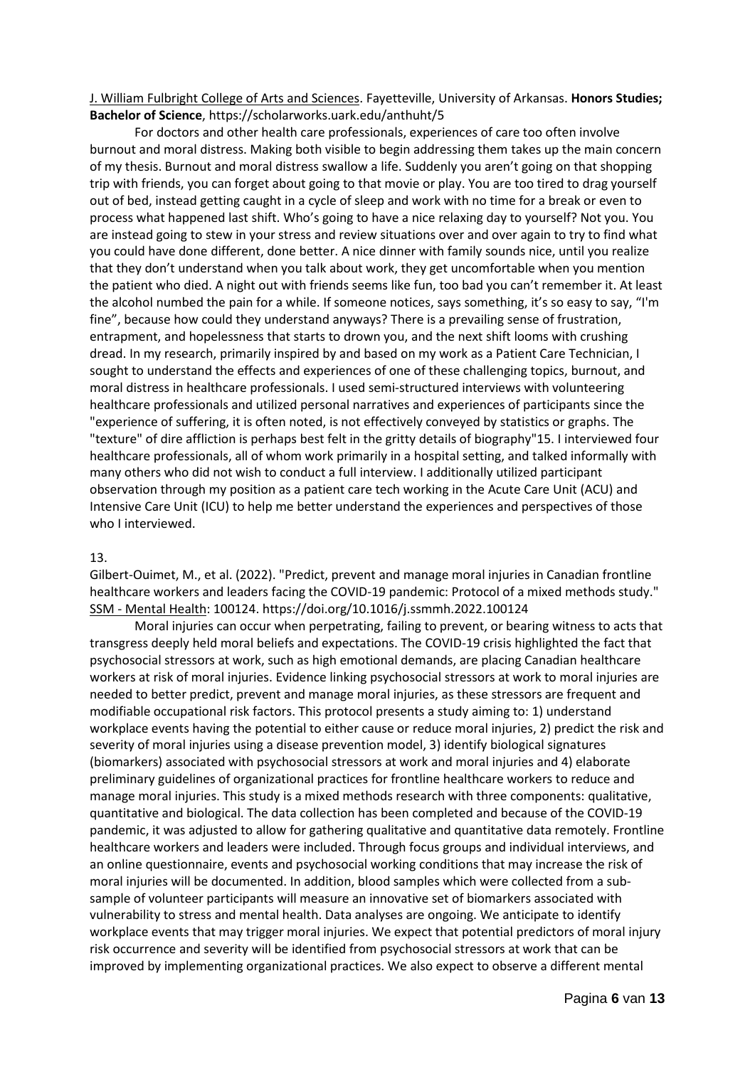J. William Fulbright College of Arts and Sciences. Fayetteville, University of Arkansas. **Honors Studies; Bachelor of Science**, https://scholarworks.uark.edu/anthuht/5

For doctors and other health care professionals, experiences of care too often involve burnout and moral distress. Making both visible to begin addressing them takes up the main concern of my thesis. Burnout and moral distress swallow a life. Suddenly you aren't going on that shopping trip with friends, you can forget about going to that movie or play. You are too tired to drag yourself out of bed, instead getting caught in a cycle of sleep and work with no time for a break or even to process what happened last shift. Who's going to have a nice relaxing day to yourself? Not you. You are instead going to stew in your stress and review situations over and over again to try to find what you could have done different, done better. A nice dinner with family sounds nice, until you realize that they don't understand when you talk about work, they get uncomfortable when you mention the patient who died. A night out with friends seems like fun, too bad you can't remember it. At least the alcohol numbed the pain for a while. If someone notices, says something, it's so easy to say, "I'm fine", because how could they understand anyways? There is a prevailing sense of frustration, entrapment, and hopelessness that starts to drown you, and the next shift looms with crushing dread. In my research, primarily inspired by and based on my work as a Patient Care Technician, I sought to understand the effects and experiences of one of these challenging topics, burnout, and moral distress in healthcare professionals. I used semi-structured interviews with volunteering healthcare professionals and utilized personal narratives and experiences of participants since the "experience of suffering, it is often noted, is not effectively conveyed by statistics or graphs. The "texture" of dire affliction is perhaps best felt in the gritty details of biography"15. I interviewed four healthcare professionals, all of whom work primarily in a hospital setting, and talked informally with many others who did not wish to conduct a full interview. I additionally utilized participant observation through my position as a patient care tech working in the Acute Care Unit (ACU) and Intensive Care Unit (ICU) to help me better understand the experiences and perspectives of those who I interviewed.

13.

Gilbert-Ouimet, M., et al. (2022). "Predict, prevent and manage moral injuries in Canadian frontline healthcare workers and leaders facing the COVID-19 pandemic: Protocol of a mixed methods study." SSM - Mental Health: 100124. https://doi.org/10.1016/j.ssmmh.2022.100124

Moral injuries can occur when perpetrating, failing to prevent, or bearing witness to acts that transgress deeply held moral beliefs and expectations. The COVID-19 crisis highlighted the fact that psychosocial stressors at work, such as high emotional demands, are placing Canadian healthcare workers at risk of moral injuries. Evidence linking psychosocial stressors at work to moral injuries are needed to better predict, prevent and manage moral injuries, as these stressors are frequent and modifiable occupational risk factors. This protocol presents a study aiming to: 1) understand workplace events having the potential to either cause or reduce moral injuries, 2) predict the risk and severity of moral injuries using a disease prevention model, 3) identify biological signatures (biomarkers) associated with psychosocial stressors at work and moral injuries and 4) elaborate preliminary guidelines of organizational practices for frontline healthcare workers to reduce and manage moral injuries. This study is a mixed methods research with three components: qualitative, quantitative and biological. The data collection has been completed and because of the COVID-19 pandemic, it was adjusted to allow for gathering qualitative and quantitative data remotely. Frontline healthcare workers and leaders were included. Through focus groups and individual interviews, and an online questionnaire, events and psychosocial working conditions that may increase the risk of moral injuries will be documented. In addition, blood samples which were collected from a sub-sample of volunteer participants will measure an innovative set of biomarkers associated with vulnerability to stress and mental health. Data analyses are ongoing. We anticipate to identify workplace events that may trigger moral injuries. We expect that potential predictors of moral injury risk occurrence and severity will be identified from psychosocial stressors at work that can be improved by implementing organizational practices. We also expect to observe a different mental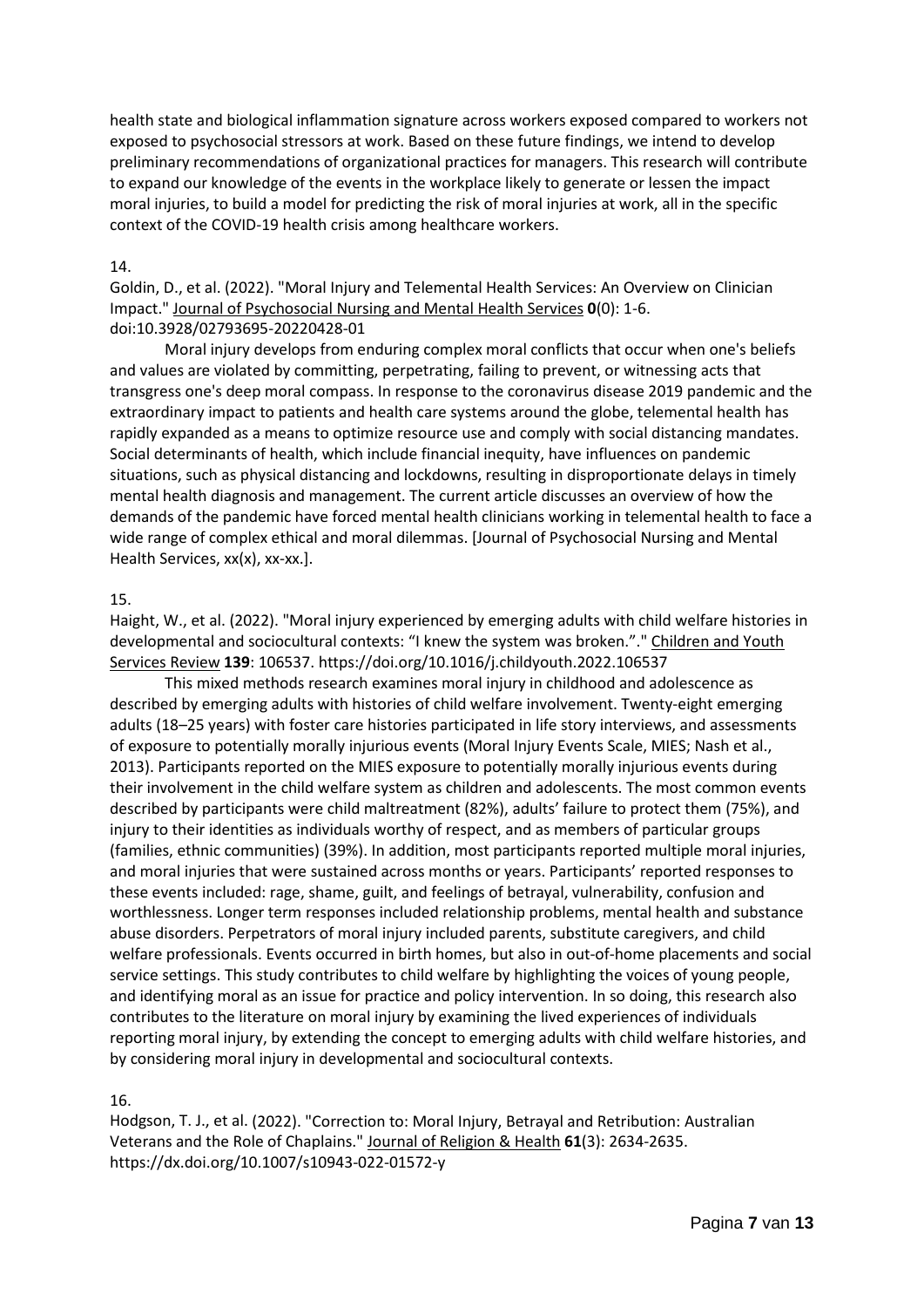health state and biological inflammation signature across workers exposed compared to workers not exposed to psychosocial stressors at work. Based on these future findings, we intend to develop preliminary recommendations of organizational practices for managers. This research will contribute to expand our knowledge of the events in the workplace likely to generate or lessen the impact moral injuries, to build a model for predicting the risk of moral injuries at work, all in the specific context of the COVID-19 health crisis among healthcare workers.

14.

Goldin, D., et al. (2022). "Moral Injury and Telemental Health Services: An Overview on Clinician Impact." Journal of Psychosocial Nursing and Mental Health Services **0**(0): 1-6. doi:10.3928/02793695-20220428-01

Moral injury develops from enduring complex moral conflicts that occur when one's beliefs and values are violated by committing, perpetrating, failing to prevent, or witnessing acts that transgress one's deep moral compass. In response to the coronavirus disease 2019 pandemic and the extraordinary impact to patients and health care systems around the globe, telemental health has rapidly expanded as a means to optimize resource use and comply with social distancing mandates. Social determinants of health, which include financial inequity, have influences on pandemic situations, such as physical distancing and lockdowns, resulting in disproportionate delays in timely mental health diagnosis and management. The current article discusses an overview of how the demands of the pandemic have forced mental health clinicians working in telemental health to face a wide range of complex ethical and moral dilemmas. [Journal of Psychosocial Nursing and Mental Health Services, xx(x), xx-xx.].

15.

Haight, W., et al. (2022). "Moral injury experienced by emerging adults with child welfare histories in developmental and sociocultural contexts: "I knew the system was broken."." Children and Youth Services Review **139**: 106537. https://doi.org/10.1016/j.childyouth.2022.106537

This mixed methods research examines moral injury in childhood and adolescence as described by emerging adults with histories of child welfare involvement. Twenty-eight emerging adults (18–25 years) with foster care histories participated in life story interviews, and assessments of exposure to potentially morally injurious events (Moral Injury Events Scale, MIES; Nash et al., 2013). Participants reported on the MIES exposure to potentially morally injurious events during their involvement in the child welfare system as children and adolescents. The most common events described by participants were child maltreatment (82%), adults' failure to protect them (75%), and injury to their identities as individuals worthy of respect, and as members of particular groups (families, ethnic communities) (39%). In addition, most participants reported multiple moral injuries, and moral injuries that were sustained across months or years. Participants' reported responses to these events included: rage, shame, guilt, and feelings of betrayal, vulnerability, confusion and worthlessness. Longer term responses included relationship problems, mental health and substance abuse disorders. Perpetrators of moral injury included parents, substitute caregivers, and child welfare professionals. Events occurred in birth homes, but also in out-of-home placements and social service settings. This study contributes to child welfare by highlighting the voices of young people, and identifying moral as an issue for practice and policy intervention. In so doing, this research also contributes to the literature on moral injury by examining the lived experiences of individuals reporting moral injury, by extending the concept to emerging adults with child welfare histories, and by considering moral injury in developmental and sociocultural contexts.

16.

Hodgson, T. J., et al. (2022). "Correction to: Moral Injury, Betrayal and Retribution: Australian Veterans and the Role of Chaplains." Journal of Religion & Health **61**(3): 2634-2635. https://dx.doi.org/10.1007/s10943-022-01572-y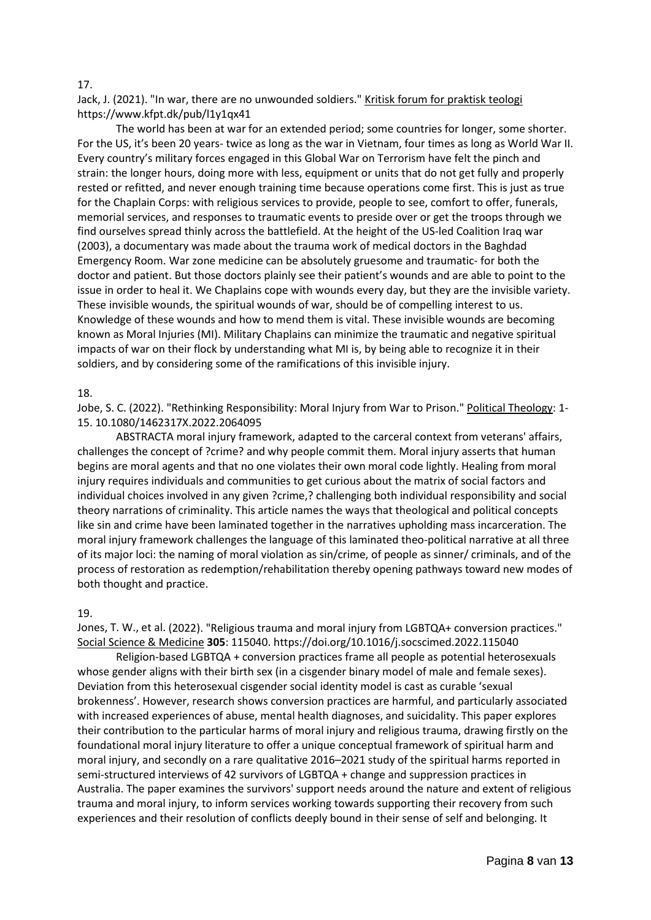17.

Jack, J. (2021). "In war, there are no unwounded soldiers." Kritisk forum for praktisk teologi https://www.kfpt.dk/pub/l1y1qx41

The world has been at war for an extended period; some countries for longer, some shorter. For the US, it's been 20 years- twice as long as the war in Vietnam, four times as long as World War II. Every country's military forces engaged in this Global War on Terrorism have felt the pinch and strain: the longer hours, doing more with less, equipment or units that do not get fully and properly rested or refitted, and never enough training time because operations come first. This is just as true for the Chaplain Corps: with religious services to provide, people to see, comfort to offer, funerals, memorial services, and responses to traumatic events to preside over or get the troops through we find ourselves spread thinly across the battlefield. At the height of the US-led Coalition Iraq war (2003), a documentary was made about the trauma work of medical doctors in the Baghdad Emergency Room. War zone medicine can be absolutely gruesome and traumatic- for both the doctor and patient. But those doctors plainly see their patient's wounds and are able to point to the issue in order to heal it. We Chaplains cope with wounds every day, but they are the invisible variety. These invisible wounds, the spiritual wounds of war, should be of compelling interest to us. Knowledge of these wounds and how to mend them is vital. These invisible wounds are becoming known as Moral Injuries (MI). Military Chaplains can minimize the traumatic and negative spiritual impacts of war on their flock by understanding what MI is, by being able to recognize it in their soldiers, and by considering some of the ramifications of this invisible injury.

18.

Jobe, S. C. (2022). "Rethinking Responsibility: Moral Injury from War to Prison." Political Theology: 1-15. 10.1080/1462317X.2022.2064095

ABSTRACTA moral injury framework, adapted to the carceral context from veterans' affairs, challenges the concept of ?crime? and why people commit them. Moral injury asserts that human begins are moral agents and that no one violates their own moral code lightly. Healing from moral injury requires individuals and communities to get curious about the matrix of social factors and individual choices involved in any given ?crime,? challenging both individual responsibility and social theory narrations of criminality. This article names the ways that theological and political concepts like sin and crime have been laminated together in the narratives upholding mass incarceration. The moral injury framework challenges the language of this laminated theo-political narrative at all three of its major loci: the naming of moral violation as sin/crime, of people as sinner/ criminals, and of the process of restoration as redemption/rehabilitation thereby opening pathways toward new modes of both thought and practice.

19.

Jones, T. W., et al. (2022). "Religious trauma and moral injury from LGBTQA+ conversion practices." Social Science & Medicine **305**: 115040. https://doi.org/10.1016/j.socscimed.2022.115040

Religion-based LGBTQA + conversion practices frame all people as potential heterosexuals whose gender aligns with their birth sex (in a cisgender binary model of male and female sexes). Deviation from this heterosexual cisgender social identity model is cast as curable 'sexual brokenness'. However, research shows conversion practices are harmful, and particularly associated with increased experiences of abuse, mental health diagnoses, and suicidality. This paper explores their contribution to the particular harms of moral injury and religious trauma, drawing firstly on the foundational moral injury literature to offer a unique conceptual framework of spiritual harm and moral injury, and secondly on a rare qualitative 2016–2021 study of the spiritual harms reported in semi-structured interviews of 42 survivors of LGBTQA + change and suppression practices in Australia. The paper examines the survivors' support needs around the nature and extent of religious trauma and moral injury, to inform services working towards supporting their recovery from such experiences and their resolution of conflicts deeply bound in their sense of self and belonging. It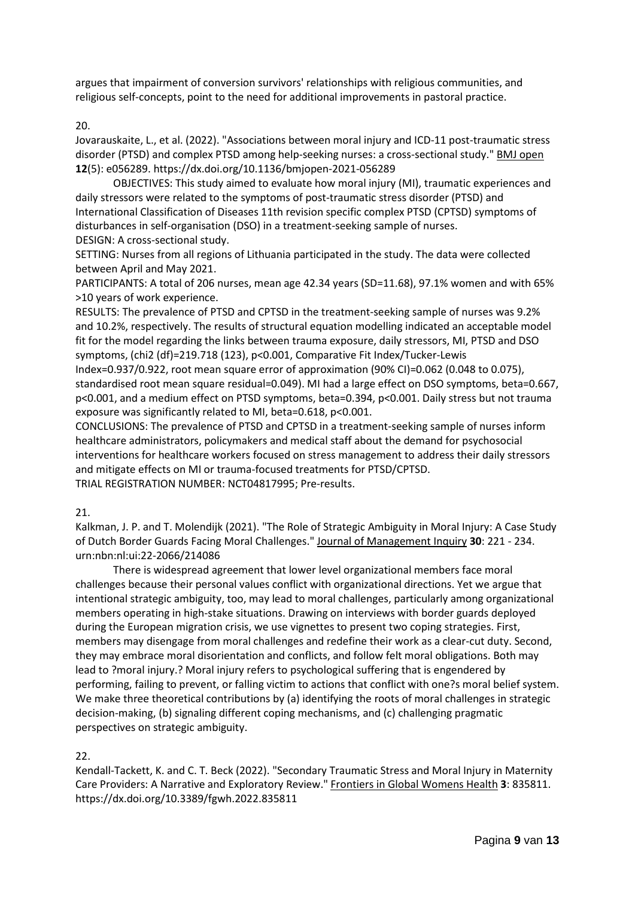argues that impairment of conversion survivors' relationships with religious communities, and religious self-concepts, point to the need for additional improvements in pastoral practice.

20.

Jovarauskaite, L., et al. (2022). "Associations between moral injury and ICD-11 post-traumatic stress disorder (PTSD) and complex PTSD among help-seeking nurses: a cross-sectional study." BMJ open **12**(5): e056289. https://dx.doi.org/10.1136/bmjopen-2021-056289

OBJECTIVES: This study aimed to evaluate how moral injury (MI), traumatic experiences and daily stressors were related to the symptoms of post-traumatic stress disorder (PTSD) and International Classification of Diseases 11th revision specific complex PTSD (CPTSD) symptoms of disturbances in self-organisation (DSO) in a treatment-seeking sample of nurses.
DESIGN: A cross-sectional study.
SETTING: Nurses from all regions of Lithuania participated in the study. The data were collected between April and May 2021.
PARTICIPANTS: A total of 206 nurses, mean age 42.34 years (SD=11.68), 97.1% women and with 65% >10 years of work experience.
RESULTS: The prevalence of PTSD and CPTSD in the treatment-seeking sample of nurses was 9.2% and 10.2%, respectively. The results of structural equation modelling indicated an acceptable model fit for the model regarding the links between trauma exposure, daily stressors, MI, PTSD and DSO symptoms, (chi2 (df)=219.718 (123), p<0.001, Comparative Fit Index/Tucker-Lewis Index=0.937/0.922, root mean square error of approximation (90% CI)=0.062 (0.048 to 0.075), standardised root mean square residual=0.049). MI had a large effect on DSO symptoms, beta=0.667, p<0.001, and a medium effect on PTSD symptoms, beta=0.394, p<0.001. Daily stress but not trauma exposure was significantly related to MI, beta=0.618, p<0.001.
CONCLUSIONS: The prevalence of PTSD and CPTSD in a treatment-seeking sample of nurses inform healthcare administrators, policymakers and medical staff about the demand for psychosocial interventions for healthcare workers focused on stress management to address their daily stressors and mitigate effects on MI or trauma-focused treatments for PTSD/CPTSD.
TRIAL REGISTRATION NUMBER: NCT04817995; Pre-results.

21.

Kalkman, J. P. and T. Molendijk (2021). "The Role of Strategic Ambiguity in Moral Injury: A Case Study of Dutch Border Guards Facing Moral Challenges." Journal of Management Inquiry **30**: 221 - 234. urn:nbn:nl:ui:22-2066/214086

There is widespread agreement that lower level organizational members face moral challenges because their personal values conflict with organizational directions. Yet we argue that intentional strategic ambiguity, too, may lead to moral challenges, particularly among organizational members operating in high-stake situations. Drawing on interviews with border guards deployed during the European migration crisis, we use vignettes to present two coping strategies. First, members may disengage from moral challenges and redefine their work as a clear-cut duty. Second, they may embrace moral disorientation and conflicts, and follow felt moral obligations. Both may lead to ?moral injury.? Moral injury refers to psychological suffering that is engendered by performing, failing to prevent, or falling victim to actions that conflict with one?s moral belief system. We make three theoretical contributions by (a) identifying the roots of moral challenges in strategic decision-making, (b) signaling different coping mechanisms, and (c) challenging pragmatic perspectives on strategic ambiguity.

22.

Kendall-Tackett, K. and C. T. Beck (2022). "Secondary Traumatic Stress and Moral Injury in Maternity Care Providers: A Narrative and Exploratory Review." Frontiers in Global Womens Health **3**: 835811. https://dx.doi.org/10.3389/fgwh.2022.835811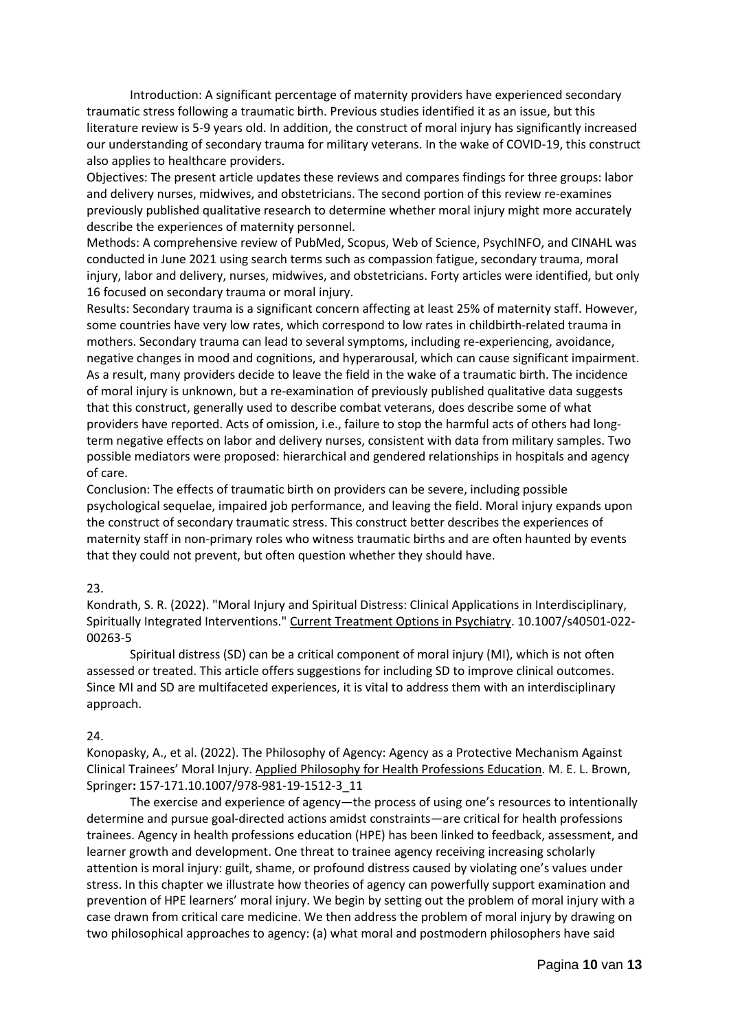Introduction: A significant percentage of maternity providers have experienced secondary traumatic stress following a traumatic birth. Previous studies identified it as an issue, but this literature review is 5-9 years old. In addition, the construct of moral injury has significantly increased our understanding of secondary trauma for military veterans. In the wake of COVID-19, this construct also applies to healthcare providers.

Objectives: The present article updates these reviews and compares findings for three groups: labor and delivery nurses, midwives, and obstetricians. The second portion of this review re-examines previously published qualitative research to determine whether moral injury might more accurately describe the experiences of maternity personnel.

Methods: A comprehensive review of PubMed, Scopus, Web of Science, PsychINFO, and CINAHL was conducted in June 2021 using search terms such as compassion fatigue, secondary trauma, moral injury, labor and delivery, nurses, midwives, and obstetricians. Forty articles were identified, but only 16 focused on secondary trauma or moral injury.

Results: Secondary trauma is a significant concern affecting at least 25% of maternity staff. However, some countries have very low rates, which correspond to low rates in childbirth-related trauma in mothers. Secondary trauma can lead to several symptoms, including re-experiencing, avoidance, negative changes in mood and cognitions, and hyperarousal, which can cause significant impairment. As a result, many providers decide to leave the field in the wake of a traumatic birth. The incidence of moral injury is unknown, but a re-examination of previously published qualitative data suggests that this construct, generally used to describe combat veterans, does describe some of what providers have reported. Acts of omission, i.e., failure to stop the harmful acts of others had long-term negative effects on labor and delivery nurses, consistent with data from military samples. Two possible mediators were proposed: hierarchical and gendered relationships in hospitals and agency of care.

Conclusion: The effects of traumatic birth on providers can be severe, including possible psychological sequelae, impaired job performance, and leaving the field. Moral injury expands upon the construct of secondary traumatic stress. This construct better describes the experiences of maternity staff in non-primary roles who witness traumatic births and are often haunted by events that they could not prevent, but often question whether they should have.

23.

Kondrath, S. R. (2022). "Moral Injury and Spiritual Distress: Clinical Applications in Interdisciplinary, Spiritually Integrated Interventions." Current Treatment Options in Psychiatry. 10.1007/s40501-022-00263-5

Spiritual distress (SD) can be a critical component of moral injury (MI), which is not often assessed or treated. This article offers suggestions for including SD to improve clinical outcomes. Since MI and SD are multifaceted experiences, it is vital to address them with an interdisciplinary approach.

24.

Konopasky, A., et al. (2022). The Philosophy of Agency: Agency as a Protective Mechanism Against Clinical Trainees' Moral Injury. Applied Philosophy for Health Professions Education. M. E. L. Brown, Springer**:** 157-171.10.1007/978-981-19-1512-3_11

The exercise and experience of agency—the process of using one's resources to intentionally determine and pursue goal-directed actions amidst constraints—are critical for health professions trainees. Agency in health professions education (HPE) has been linked to feedback, assessment, and learner growth and development. One threat to trainee agency receiving increasing scholarly attention is moral injury: guilt, shame, or profound distress caused by violating one's values under stress. In this chapter we illustrate how theories of agency can powerfully support examination and prevention of HPE learners' moral injury. We begin by setting out the problem of moral injury with a case drawn from critical care medicine. We then address the problem of moral injury by drawing on two philosophical approaches to agency: (a) what moral and postmodern philosophers have said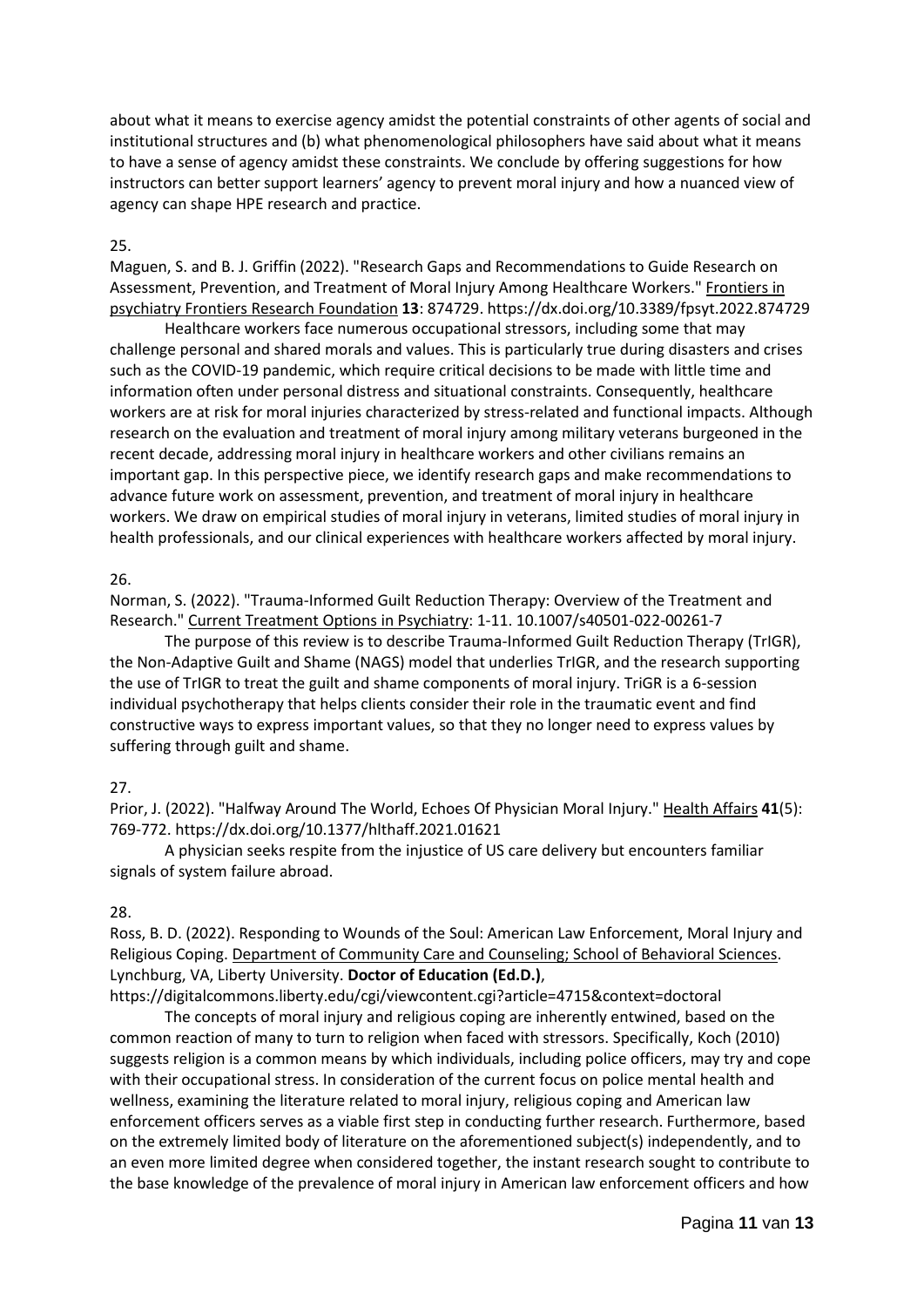about what it means to exercise agency amidst the potential constraints of other agents of social and institutional structures and (b) what phenomenological philosophers have said about what it means to have a sense of agency amidst these constraints. We conclude by offering suggestions for how instructors can better support learners' agency to prevent moral injury and how a nuanced view of agency can shape HPE research and practice.

25.

Maguen, S. and B. J. Griffin (2022). "Research Gaps and Recommendations to Guide Research on Assessment, Prevention, and Treatment of Moral Injury Among Healthcare Workers." Frontiers in psychiatry Frontiers Research Foundation **13**: 874729. https://dx.doi.org/10.3389/fpsyt.2022.874729

Healthcare workers face numerous occupational stressors, including some that may challenge personal and shared morals and values. This is particularly true during disasters and crises such as the COVID-19 pandemic, which require critical decisions to be made with little time and information often under personal distress and situational constraints. Consequently, healthcare workers are at risk for moral injuries characterized by stress-related and functional impacts. Although research on the evaluation and treatment of moral injury among military veterans burgeoned in the recent decade, addressing moral injury in healthcare workers and other civilians remains an important gap. In this perspective piece, we identify research gaps and make recommendations to advance future work on assessment, prevention, and treatment of moral injury in healthcare workers. We draw on empirical studies of moral injury in veterans, limited studies of moral injury in health professionals, and our clinical experiences with healthcare workers affected by moral injury.

26.

Norman, S. (2022). "Trauma-Informed Guilt Reduction Therapy: Overview of the Treatment and Research." Current Treatment Options in Psychiatry: 1-11. 10.1007/s40501-022-00261-7

The purpose of this review is to describe Trauma-Informed Guilt Reduction Therapy (TrIGR), the Non-Adaptive Guilt and Shame (NAGS) model that underlies TrIGR, and the research supporting the use of TrIGR to treat the guilt and shame components of moral injury. TriGR is a 6-session individual psychotherapy that helps clients consider their role in the traumatic event and find constructive ways to express important values, so that they no longer need to express values by suffering through guilt and shame.

27.

Prior, J. (2022). "Halfway Around The World, Echoes Of Physician Moral Injury." Health Affairs **41**(5): 769-772. https://dx.doi.org/10.1377/hlthaff.2021.01621

A physician seeks respite from the injustice of US care delivery but encounters familiar signals of system failure abroad.

28.

Ross, B. D. (2022). Responding to Wounds of the Soul: American Law Enforcement, Moral Injury and Religious Coping. Department of Community Care and Counseling; School of Behavioral Sciences. Lynchburg, VA, Liberty University. **Doctor of Education (Ed.D.)**, https://digitalcommons.liberty.edu/cgi/viewcontent.cgi?article=4715&context=doctoral

The concepts of moral injury and religious coping are inherently entwined, based on the common reaction of many to turn to religion when faced with stressors. Specifically, Koch (2010) suggests religion is a common means by which individuals, including police officers, may try and cope with their occupational stress. In consideration of the current focus on police mental health and wellness, examining the literature related to moral injury, religious coping and American law enforcement officers serves as a viable first step in conducting further research. Furthermore, based on the extremely limited body of literature on the aforementioned subject(s) independently, and to an even more limited degree when considered together, the instant research sought to contribute to the base knowledge of the prevalence of moral injury in American law enforcement officers and how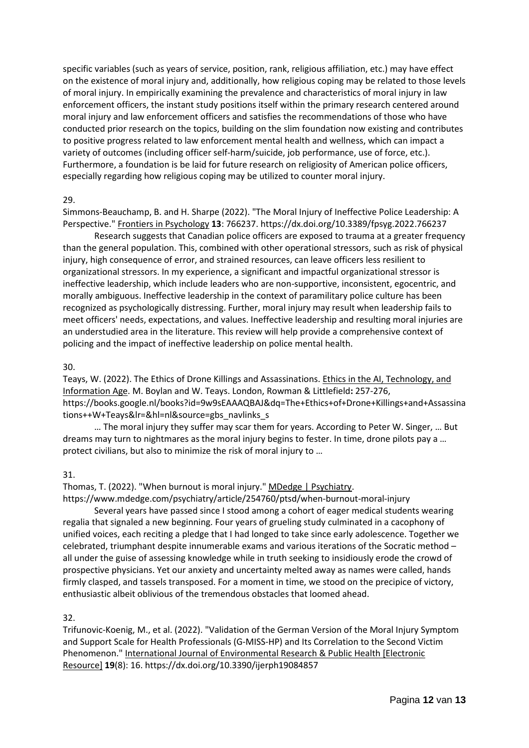specific variables (such as years of service, position, rank, religious affiliation, etc.) may have effect on the existence of moral injury and, additionally, how religious coping may be related to those levels of moral injury. In empirically examining the prevalence and characteristics of moral injury in law enforcement officers, the instant study positions itself within the primary research centered around moral injury and law enforcement officers and satisfies the recommendations of those who have conducted prior research on the topics, building on the slim foundation now existing and contributes to positive progress related to law enforcement mental health and wellness, which can impact a variety of outcomes (including officer self-harm/suicide, job performance, use of force, etc.). Furthermore, a foundation is be laid for future research on religiosity of American police officers, especially regarding how religious coping may be utilized to counter moral injury.

29.

Simmons-Beauchamp, B. and H. Sharpe (2022). "The Moral Injury of Ineffective Police Leadership: A Perspective." Frontiers in Psychology **13**: 766237. https://dx.doi.org/10.3389/fpsyg.2022.766237

Research suggests that Canadian police officers are exposed to trauma at a greater frequency than the general population. This, combined with other operational stressors, such as risk of physical injury, high consequence of error, and strained resources, can leave officers less resilient to organizational stressors. In my experience, a significant and impactful organizational stressor is ineffective leadership, which include leaders who are non-supportive, inconsistent, egocentric, and morally ambiguous. Ineffective leadership in the context of paramilitary police culture has been recognized as psychologically distressing. Further, moral injury may result when leadership fails to meet officers' needs, expectations, and values. Ineffective leadership and resulting moral injuries are an understudied area in the literature. This review will help provide a comprehensive context of policing and the impact of ineffective leadership on police mental health.

30.

Teays, W. (2022). The Ethics of Drone Killings and Assassinations. Ethics in the AI, Technology, and Information Age. M. Boylan and W. Teays. London, Rowman & Littlefield**:** 257-276, https://books.google.nl/books?id=9w9sEAAAQBAJ&dq=The+Ethics+of+Drone+Killings+and+Assassinations++W+Teays&lr=&hl=nl&source=gbs_navlinks_s

… The moral injury they suffer may scar them for years. According to Peter W. Singer, … But dreams may turn to nightmares as the moral injury begins to fester. In time, drone pilots pay a … protect civilians, but also to minimize the risk of moral injury to …

31.

Thomas, T. (2022). "When burnout is moral injury." MDedge | Psychiatry. https://www.mdedge.com/psychiatry/article/254760/ptsd/when-burnout-moral-injury

Several years have passed since I stood among a cohort of eager medical students wearing regalia that signaled a new beginning. Four years of grueling study culminated in a cacophony of unified voices, each reciting a pledge that I had longed to take since early adolescence. Together we celebrated, triumphant despite innumerable exams and various iterations of the Socratic method – all under the guise of assessing knowledge while in truth seeking to insidiously erode the crowd of prospective physicians. Yet our anxiety and uncertainty melted away as names were called, hands firmly clasped, and tassels transposed. For a moment in time, we stood on the precipice of victory, enthusiastic albeit oblivious of the tremendous obstacles that loomed ahead.

32.

Trifunovic-Koenig, M., et al. (2022). "Validation of the German Version of the Moral Injury Symptom and Support Scale for Health Professionals (G-MISS-HP) and Its Correlation to the Second Victim Phenomenon." International Journal of Environmental Research & Public Health [Electronic Resource] **19**(8): 16. https://dx.doi.org/10.3390/ijerph19084857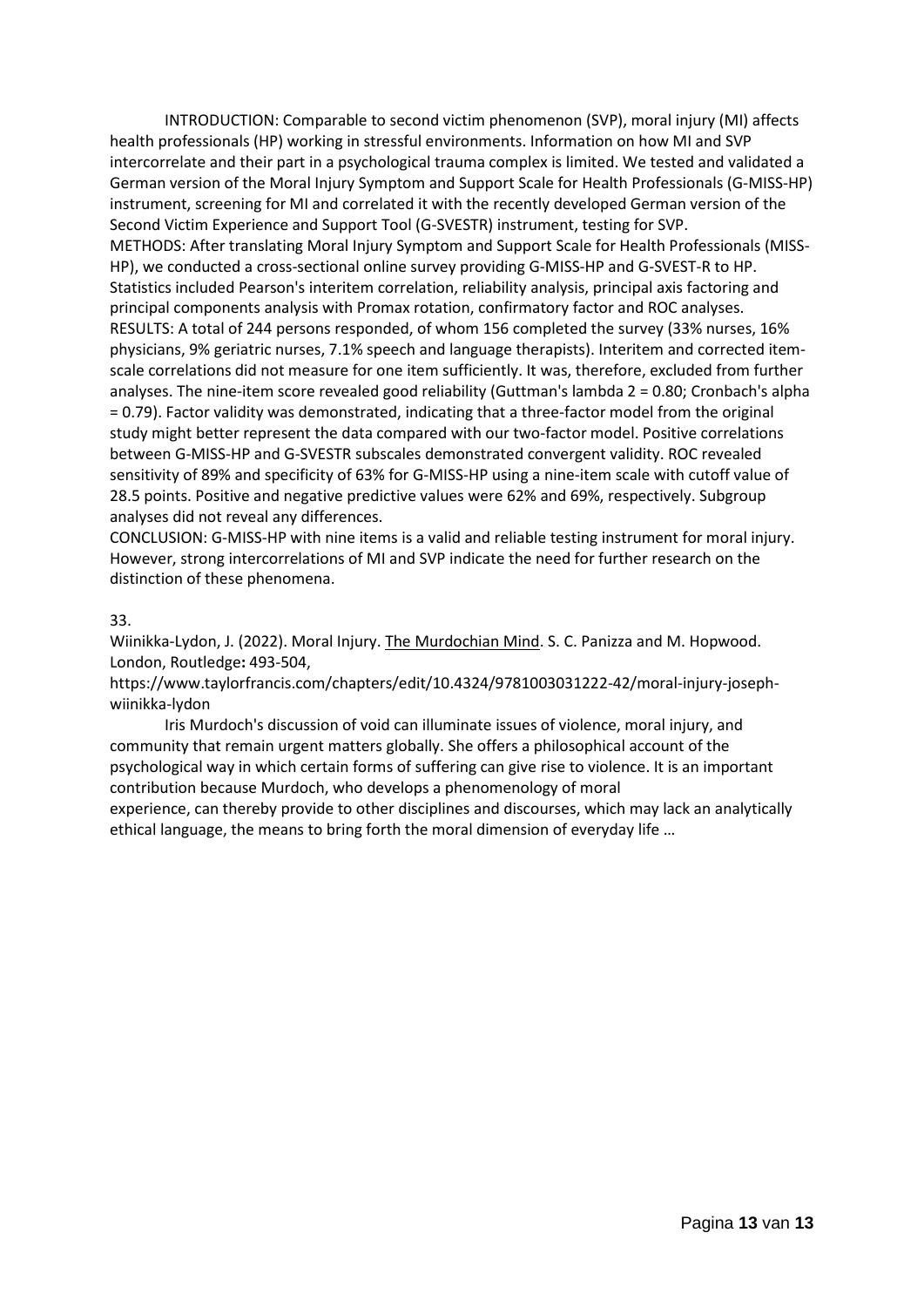INTRODUCTION: Comparable to second victim phenomenon (SVP), moral injury (MI) affects health professionals (HP) working in stressful environments. Information on how MI and SVP intercorrelate and their part in a psychological trauma complex is limited. We tested and validated a German version of the Moral Injury Symptom and Support Scale for Health Professionals (G-MISS-HP) instrument, screening for MI and correlated it with the recently developed German version of the Second Victim Experience and Support Tool (G-SVESTR) instrument, testing for SVP.
METHODS: After translating Moral Injury Symptom and Support Scale for Health Professionals (MISS-HP), we conducted a cross-sectional online survey providing G-MISS-HP and G-SVEST-R to HP. Statistics included Pearson's interitem correlation, reliability analysis, principal axis factoring and principal components analysis with Promax rotation, confirmatory factor and ROC analyses.
RESULTS: A total of 244 persons responded, of whom 156 completed the survey (33% nurses, 16% physicians, 9% geriatric nurses, 7.1% speech and language therapists). Interitem and corrected item-scale correlations did not measure for one item sufficiently. It was, therefore, excluded from further analyses. The nine-item score revealed good reliability (Guttman's lambda 2 = 0.80; Cronbach's alpha = 0.79). Factor validity was demonstrated, indicating that a three-factor model from the original study might better represent the data compared with our two-factor model. Positive correlations between G-MISS-HP and G-SVESTR subscales demonstrated convergent validity. ROC revealed sensitivity of 89% and specificity of 63% for G-MISS-HP using a nine-item scale with cutoff value of 28.5 points. Positive and negative predictive values were 62% and 69%, respectively. Subgroup analyses did not reveal any differences.
CONCLUSION: G-MISS-HP with nine items is a valid and reliable testing instrument for moral injury. However, strong intercorrelations of MI and SVP indicate the need for further research on the distinction of these phenomena.

33.
Wiinikka-Lydon, J. (2022). Moral Injury. The Murdochian Mind. S. C. Panizza and M. Hopwood. London, Routledge**:** 493-504,
https://www.taylorfrancis.com/chapters/edit/10.4324/9781003031222-42/moral-injury-joseph-wiinikka-lydon

Iris Murdoch's discussion of void can illuminate issues of violence, moral injury, and community that remain urgent matters globally. She offers a philosophical account of the psychological way in which certain forms of suffering can give rise to violence. It is an important contribution because Murdoch, who develops a phenomenology of moral experience, can thereby provide to other disciplines and discourses, which may lack an analytically ethical language, the means to bring forth the moral dimension of everyday life …